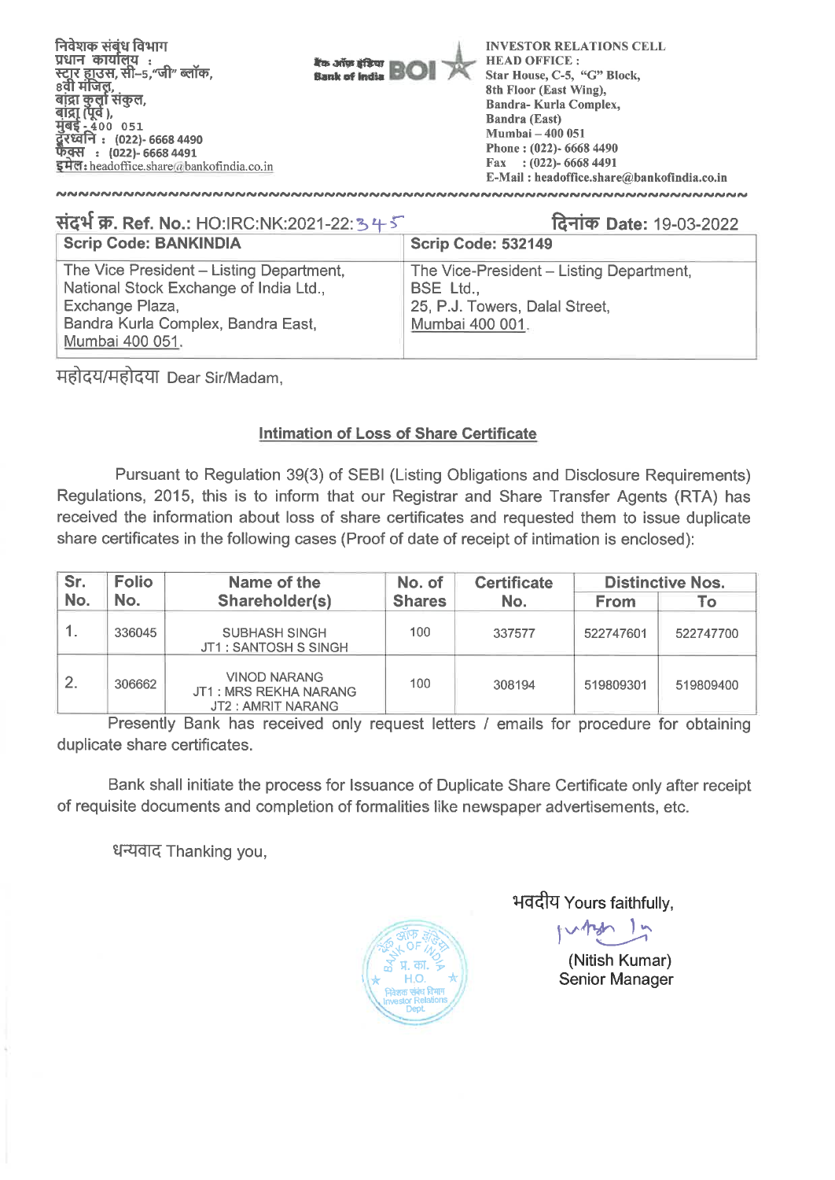निवेशक संबंध विभाग
प्रधान कार्यालय :
स्टार हाउस, सी–5,"जी" ब्लॉक,
8वी मंजिल,
बांद्रा कुर्ला संकुल,
बांद्रा (पूर्व),
मुंबई - 400 051
दूरध्वनि : (022)- 6668 4490
फैक्स : (022)- 6668 4491
इमेल: headoffice.share@bankofindia.co.in

बैंक ऑफ इंडिया Bank of India BOI

INVESTOR RELATIONS CELL
HEAD OFFICE :
Star House, C-5, "G" Block,
8th Floor (East Wing),
Bandra- Kurla Complex,
Bandra (East)
Mumbai – 400 051
Phone : (022)- 6668 4490
Fax : (022)- 6668 4491
E-Mail : headoffice.share@bankofindia.co.in

**संदर्भ क्र. Ref. No.:** HO:IRC:NK:2021-22:345 **दिनांक Date:** 19-03-2022

| Scrip Code: BANKINDIA | Scrip Code: 532149 |
|---|---|
| The Vice President – Listing Department, National Stock Exchange of India Ltd., Exchange Plaza, Bandra Kurla Complex, Bandra East, Mumbai 400 051. | The Vice-President – Listing Department, BSE Ltd., 25, P.J. Towers, Dalal Street, Mumbai 400 001. |

महोदय/महोदया Dear Sir/Madam,

**Intimation of Loss of Share Certificate**

Pursuant to Regulation 39(3) of SEBI (Listing Obligations and Disclosure Requirements) Regulations, 2015, this is to inform that our Registrar and Share Transfer Agents (RTA) has received the information about loss of share certificates and requested them to issue duplicate share certificates in the following cases (Proof of date of receipt of intimation is enclosed):

| Sr. No. | Folio No. | Name of the Shareholder(s) | No. of Shares | Certificate No. | Distinctive Nos. | |
|---|---|---|---|---|---|---|
| | | | | | From | To |
| 1. | 336045 | SUBHASH SINGH<br>JT1 : SANTOSH S SINGH | 100 | 337577 | 522747601 | 522747700 |
| 2. | 306662 | VINOD NARANG<br>JT1 : MRS REKHA NARANG<br>JT2 : AMRIT NARANG | 100 | 308194 | 519809301 | 519809400 |

Presently Bank has received only request letters / emails for procedure for obtaining duplicate share certificates.

Bank shall initiate the process for Issuance of Duplicate Share Certificate only after receipt of requisite documents and completion of formalities like newspaper advertisements, etc.

धन्यवाद Thanking you,

भवदीय Yours faithfully,

(Nitish Kumar)
Senior Manager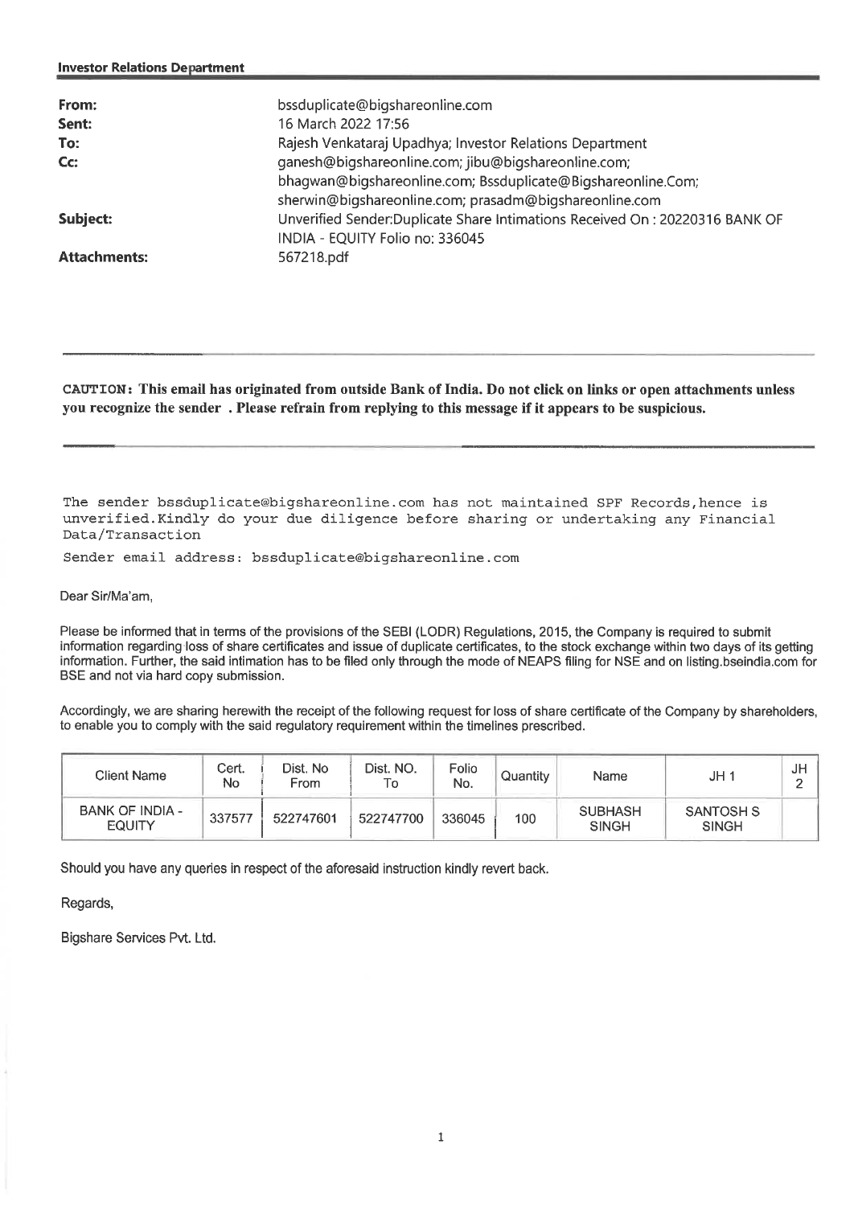**Investor Relations Department**

| | |
|---|---|
| **From:** | bssduplicate@bigshareonline.com |
| **Sent:** | 16 March 2022 17:56 |
| **To:** | Rajesh Venkataraj Upadhya; Investor Relations Department |
| **Cc:** | ganesh@bigshareonline.com; jibu@bigshareonline.com; bhagwan@bigshareonline.com; Bssduplicate@Bigshareonline.Com; sherwin@bigshareonline.com; prasadm@bigshareonline.com |
| **Subject:** | Unverified Sender:Duplicate Share Intimations Received On : 20220316 BANK OF INDIA - EQUITY Folio no: 336045 |
| **Attachments:** | 567218.pdf |

---

**CAUTION: This email has originated from outside Bank of India. Do not click on links or open attachments unless you recognize the sender . Please refrain from replying to this message if it appears to be suspicious.**

---

The sender bssduplicate@bigshareonline.com has not maintained SPF Records,hence is unverified.Kindly do your due diligence before sharing or undertaking any Financial Data/Transaction

Sender email address: bssduplicate@bigshareonline.com

Dear Sir/Ma'am,

Please be informed that in terms of the provisions of the SEBI (LODR) Regulations, 2015, the Company is required to submit information regarding loss of share certificates and issue of duplicate certificates, to the stock exchange within two days of its getting information. Further, the said intimation has to be filed only through the mode of NEAPS filing for NSE and on listing.bseindia.com for BSE and not via hard copy submission.

Accordingly, we are sharing herewith the receipt of the following request for loss of share certificate of the Company by shareholders, to enable you to comply with the said regulatory requirement within the timelines prescribed.

| Client Name | Cert. No | Dist. No From | Dist. NO. To | Folio No. | Quantity | Name | JH 1 | JH 2 |
|---|---|---|---|---|---|---|---|---|
| BANK OF INDIA - EQUITY | 337577 | 522747601 | 522747700 | 336045 | 100 | SUBHASH SINGH | SANTOSH S SINGH | |

Should you have any queries in respect of the aforesaid instruction kindly revert back.

Regards,

Bigshare Services Pvt. Ltd.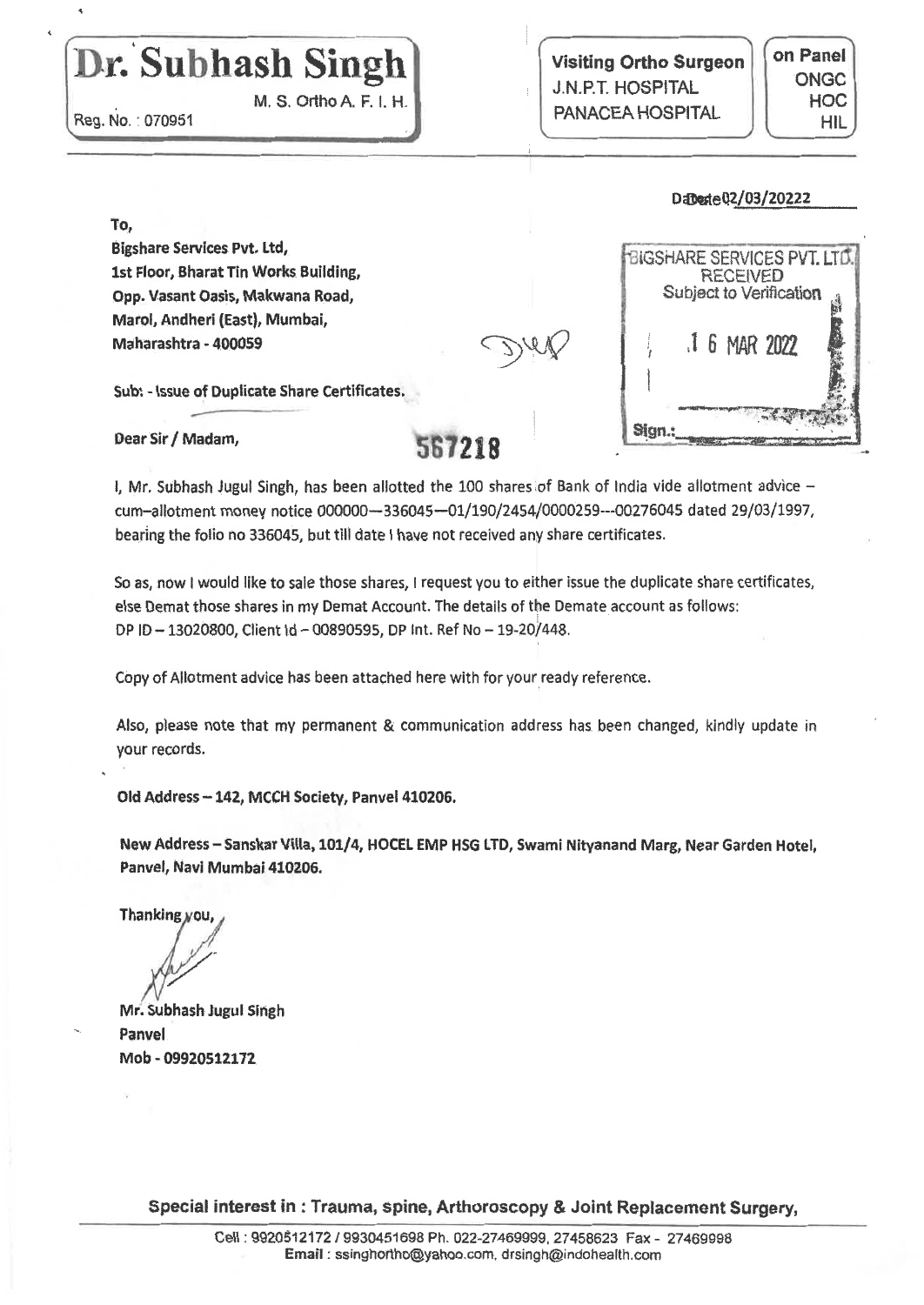# Dr. Subhash Singh

M. S. Ortho A. F. I. H.

Reg. No. : 070951

**Visiting Ortho Surgeon**
J.N.P.T. HOSPITAL
PANACEA HOSPITAL

**on Panel**
ONGC
HOC
HIL

Date 02/03/20222

**To,**
**Bigshare Services Pvt. Ltd,**
**1st Floor, Bharat Tin Works Building,**
**Opp. Vasant Oasis, Makwana Road,**
**Marol, Andheri (East), Mumbai,**
**Maharashtra - 400059**

BIGSHARE SERVICES PVT. LTD.
RECEIVED
Subject to Verification
16 MAR 2022
Sign.:

**Sub: - Issue of Duplicate Share Certificates.**

**Dear Sir / Madam,**

**567218**

I, Mr. Subhash Jugul Singh, has been allotted the 100 shares of Bank of India vide allotment advice – cum–allotment money notice 000000—336045—01/190/2454/0000259---00276045 dated 29/03/1997, bearing the folio no 336045, but till date I have not received any share certificates.

So as, now I would like to sale those shares, I request you to either issue the duplicate share certificates, else Demat those shares in my Demat Account. The details of the Demate account as follows: DP ID – 13020800, Client Id – 00890595, DP Int. Ref No – 19-20/448.

Copy of Allotment advice has been attached here with for your ready reference.

Also, please note that my permanent & communication address has been changed, kindly update in your records.

**Old Address – 142, MCCH Society, Panvel 410206.**

**New Address – Sanskar Villa, 101/4, HOCEL EMP HSG LTD, Swami Nityanand Marg, Near Garden Hotel, Panvel, Navi Mumbai 410206.**

**Thanking you,**

**Mr. Subhash Jugul Singh**
**Panvel**
**Mob - 09920512172**

**Special interest in : Trauma, spine, Arthoroscopy & Joint Replacement Surgery,**

Cell : 9920512172 / 9930451698 Ph. 022-27469999, 27458623 Fax - 27469998
**Email** : ssinghortho@yahoo.com, drsingh@indohealth.com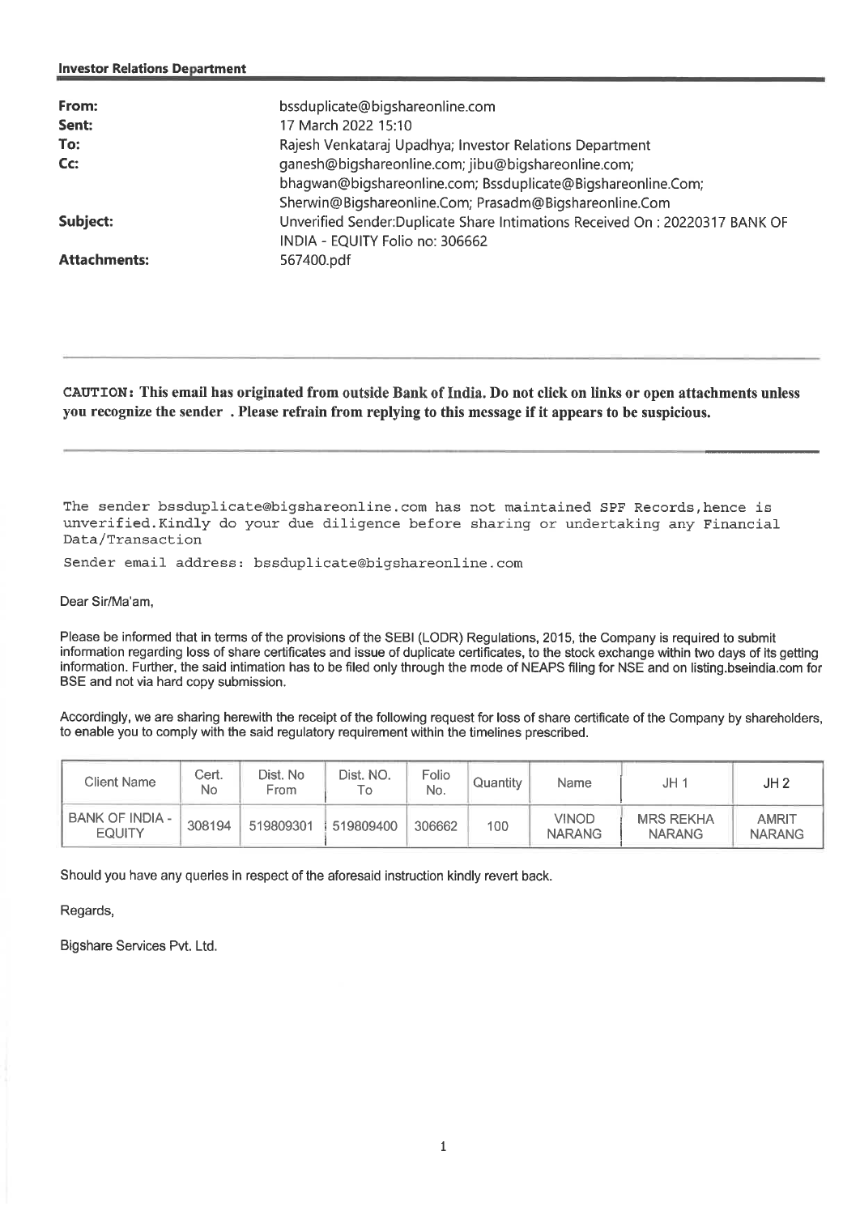**Investor Relations Department**

| | |
|---|---|
| **From:** | bssduplicate@bigshareonline.com |
| **Sent:** | 17 March 2022 15:10 |
| **To:** | Rajesh Venkataraj Upadhya; Investor Relations Department |
| **Cc:** | ganesh@bigshareonline.com; jibu@bigshareonline.com; bhagwan@bigshareonline.com; Bssduplicate@Bigshareonline.Com; Sherwin@Bigshareonline.Com; Prasadm@Bigshareonline.Com |
| **Subject:** | Unverified Sender:Duplicate Share Intimations Received On : 20220317 BANK OF INDIA - EQUITY Folio no: 306662 |
| **Attachments:** | 567400.pdf |

---

**CAUTION: This email has originated from outside Bank of India. Do not click on links or open attachments unless you recognize the sender . Please refrain from replying to this message if it appears to be suspicious.**

---

```
The sender bssduplicate@bigshareonline.com has not maintained SPF Records,hence is
unverified.Kindly do your due diligence before sharing or undertaking any Financial
Data/Transaction

Sender email address: bssduplicate@bigshareonline.com
```

Dear Sir/Ma'am,

Please be informed that in terms of the provisions of the SEBI (LODR) Regulations, 2015, the Company is required to submit information regarding loss of share certificates and issue of duplicate certificates, to the stock exchange within two days of its getting information. Further, the said intimation has to be filed only through the mode of NEAPS filing for NSE and on listing.bseindia.com for BSE and not via hard copy submission.

Accordingly, we are sharing herewith the receipt of the following request for loss of share certificate of the Company by shareholders, to enable you to comply with the said regulatory requirement within the timelines prescribed.

| Client Name | Cert. No | Dist. No From | Dist. NO. To | Folio No. | Quantity | Name | JH 1 | JH 2 |
|---|---|---|---|---|---|---|---|---|
| BANK OF INDIA - EQUITY | 308194 | 519809301 | 519809400 | 306662 | 100 | VINOD NARANG | MRS REKHA NARANG | AMRIT NARANG |

Should you have any queries in respect of the aforesaid instruction kindly revert back.

Regards,

Bigshare Services Pvt. Ltd.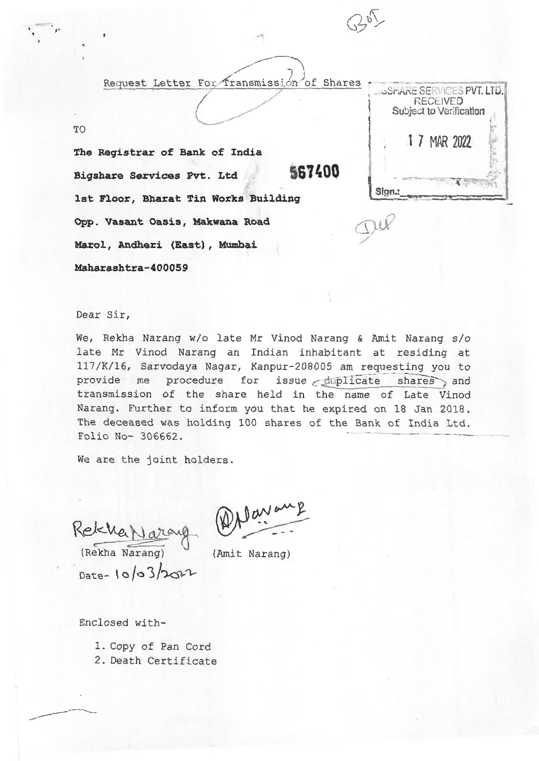Request Letter For Transmission of Shares

BIGSHARE SERVICES PVT. LTD.
RECEIVED
Subject to Verification

17 MAR 2022

Sign.:

TO

**The Registrar of Bank of India**

**Bigshare Services Pvt. Ltd** **567400**

**1st Floor, Bharat Tin Works Building**

**Opp. Vasant Oasis, Makwana Road**

**Marol, Andheri (East), Mumbai**

**Maharashtra-400059**

Dear Sir,

We, Rekha Narang w/o late Mr Vinod Narang & Amit Narang s/o late Mr Vinod Narang an Indian inhabitant at residing at 117/K/16, Sarvodaya Nagar, Kanpur-208005 am requesting you to provide me procedure for issue duplicate shares and transmission of the share held in the name of Late Vinod Narang. Further to inform you that he expired on 18 Jan 2018. The deceased was holding 100 shares of the Bank of India Ltd. Folio No- 306662.

We are the joint holders.

Rekha Narang (Rekha Narang)

A Narang (Amit Narang)

Date- 10/03/2022

Enclosed with-

1. Copy of Pan Cord
2. Death Certificate